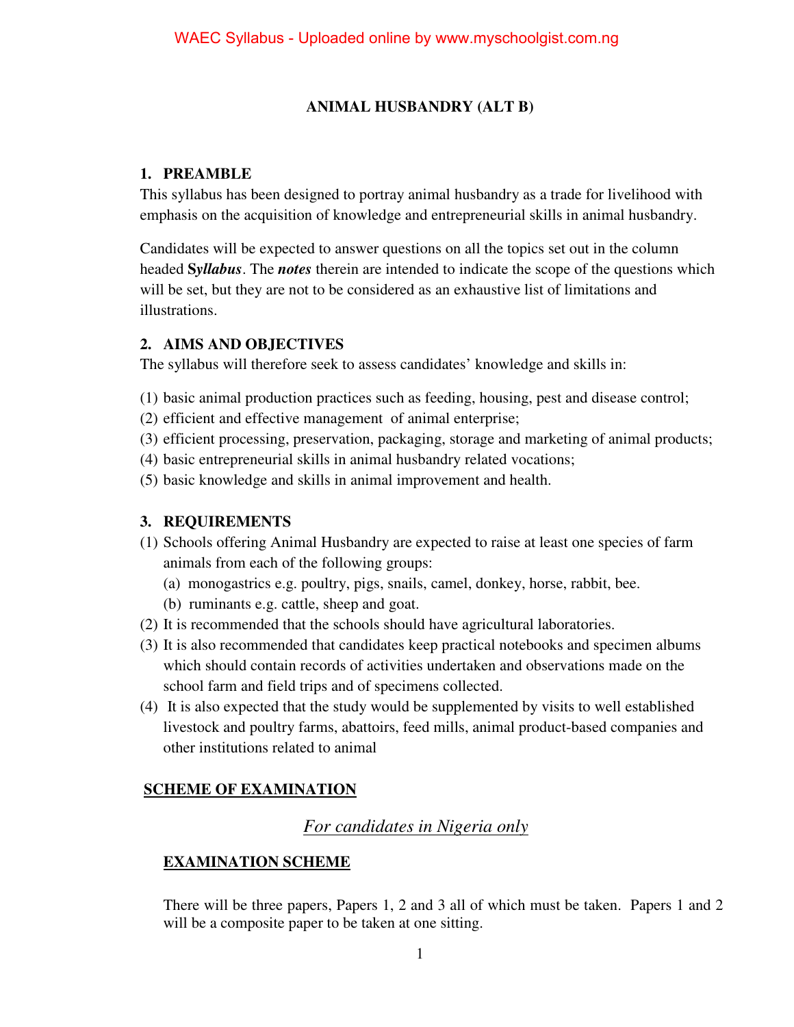# ANIMAL HUSBANDRY (ALT B)

## 1. PREAMBLE

This syllabus has been designed to portray animal husbandry as a trade for livelihood with emphasis on the acquisition of knowledge and entrepreneurial skills in animal husbandry.

Candidates will be expected to answer questions on all the topics set out in the column headed **S*yllabus***. The ***notes*** therein are intended to indicate the scope of the questions which will be set, but they are not to be considered as an exhaustive list of limitations and illustrations.

## 2. AIMS AND OBJECTIVES

The syllabus will therefore seek to assess candidates' knowledge and skills in:

(1) basic animal production practices such as feeding, housing, pest and disease control;
(2) efficient and effective management of animal enterprise;
(3) efficient processing, preservation, packaging, storage and marketing of animal products;
(4) basic entrepreneurial skills in animal husbandry related vocations;
(5) basic knowledge and skills in animal improvement and health.

## 3. REQUIREMENTS

(1) Schools offering Animal Husbandry are expected to raise at least one species of farm animals from each of the following groups:
   (a) monogastrics e.g. poultry, pigs, snails, camel, donkey, horse, rabbit, bee.
   (b) ruminants e.g. cattle, sheep and goat.
(2) It is recommended that the schools should have agricultural laboratories.
(3) It is also recommended that candidates keep practical notebooks and specimen albums which should contain records of activities undertaken and observations made on the school farm and field trips and of specimens collected.
(4) It is also expected that the study would be supplemented by visits to well established livestock and poultry farms, abattoirs, feed mills, animal product-based companies and other institutions related to animal

## SCHEME OF EXAMINATION

*For candidates in Nigeria only*

### EXAMINATION SCHEME

There will be three papers, Papers 1, 2 and 3 all of which must be taken. Papers 1 and 2 will be a composite paper to be taken at one sitting.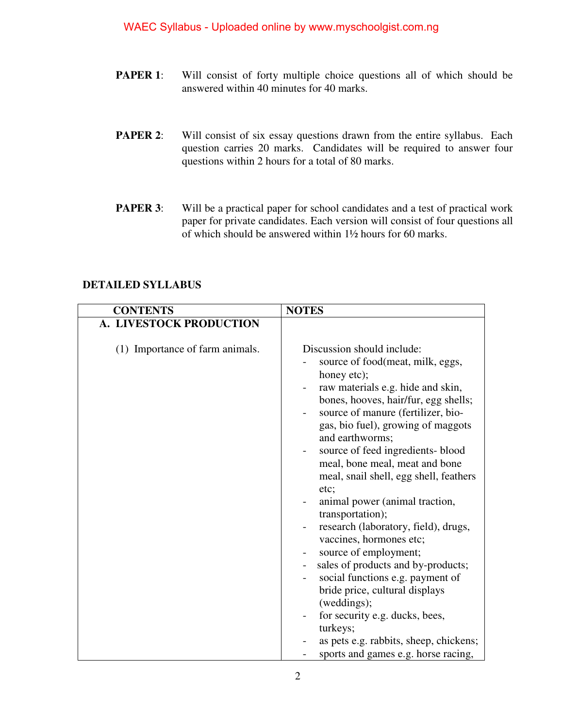**PAPER 1**: Will consist of forty multiple choice questions all of which should be answered within 40 minutes for 40 marks.

**PAPER 2**: Will consist of six essay questions drawn from the entire syllabus. Each question carries 20 marks. Candidates will be required to answer four questions within 2 hours for a total of 80 marks.

**PAPER 3**: Will be a practical paper for school candidates and a test of practical work paper for private candidates. Each version will consist of four questions all of which should be answered within 1½ hours for 60 marks.

## DETAILED SYLLABUS

| CONTENTS | NOTES |
|---|---|
| **A. LIVESTOCK PRODUCTION** | |
| (1) Importance of farm animals. | Discussion should include:<br>- source of food(meat, milk, eggs, honey etc);<br>- raw materials e.g. hide and skin, bones, hooves, hair/fur, egg shells;<br>- source of manure (fertilizer, bio-gas, bio fuel), growing of maggots and earthworms;<br>- source of feed ingredients- blood meal, bone meal, meat and bone meal, snail shell, egg shell, feathers etc;<br>- animal power (animal traction, transportation);<br>- research (laboratory, field), drugs, vaccines, hormones etc;<br>- source of employment;<br>- sales of products and by-products;<br>- social functions e.g. payment of bride price, cultural displays (weddings);<br>- for security e.g. ducks, bees, turkeys;<br>- as pets e.g. rabbits, sheep, chickens;<br>- sports and games e.g. horse racing, |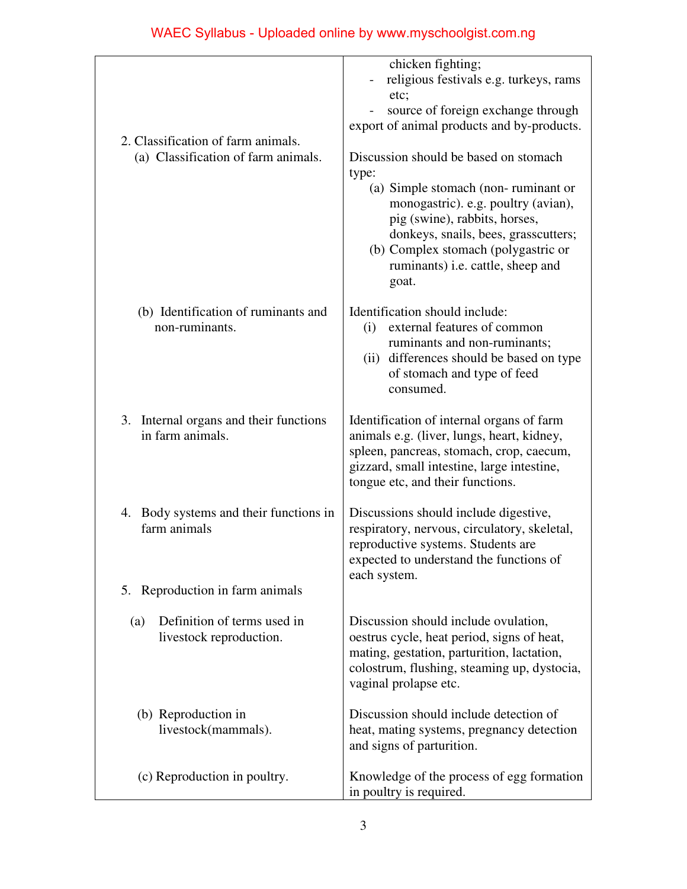| | |
|---|---|
| | chicken fighting;<br>- religious festivals e.g. turkeys, rams etc;<br>- source of foreign exchange through export of animal products and by-products. |
| 2. Classification of farm animals.<br>(a) Classification of farm animals. | Discussion should be based on stomach type:<br>(a) Simple stomach (non- ruminant or monogastric). e.g. poultry (avian), pig (swine), rabbits, horses, donkeys, snails, bees, grasscutters;<br>(b) Complex stomach (polygastric or ruminants) i.e. cattle, sheep and goat. |
| (b) Identification of ruminants and non-ruminants. | Identification should include:<br>(i) external features of common ruminants and non-ruminants;<br>(ii) differences should be based on type of stomach and type of feed consumed. |
| 3. Internal organs and their functions in farm animals. | Identification of internal organs of farm animals e.g. (liver, lungs, heart, kidney, spleen, pancreas, stomach, crop, caecum, gizzard, small intestine, large intestine, tongue etc, and their functions. |
| 4. Body systems and their functions in farm animals | Discussions should include digestive, respiratory, nervous, circulatory, skeletal, reproductive systems. Students are expected to understand the functions of each system. |
| 5. Reproduction in farm animals | |
| (a) Definition of terms used in livestock reproduction. | Discussion should include ovulation, oestrus cycle, heat period, signs of heat, mating, gestation, parturition, lactation, colostrum, flushing, steaming up, dystocia, vaginal prolapse etc. |
| (b) Reproduction in livestock(mammals). | Discussion should include detection of heat, mating systems, pregnancy detection and signs of parturition. |
| (c) Reproduction in poultry. | Knowledge of the process of egg formation in poultry is required. |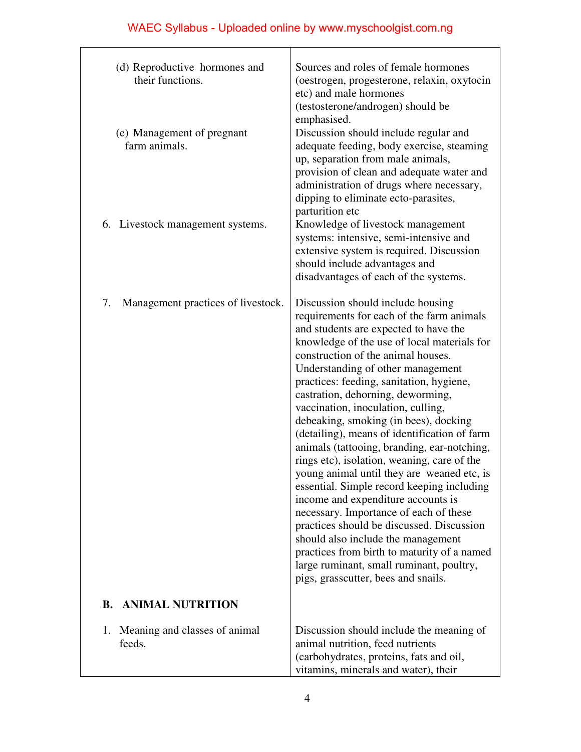| | |
|---|---|
| (d) Reproductive hormones and their functions. | Sources and roles of female hormones (oestrogen, progesterone, relaxin, oxytocin etc) and male hormones (testosterone/androgen) should be emphasised. |
| (e) Management of pregnant farm animals. | Discussion should include regular and adequate feeding, body exercise, steaming up, separation from male animals, provision of clean and adequate water and administration of drugs where necessary, dipping to eliminate ecto-parasites, parturition etc |
| 6. Livestock management systems. | Knowledge of livestock management systems: intensive, semi-intensive and extensive system is required. Discussion should include advantages and disadvantages of each of the systems. |
| 7. Management practices of livestock. | Discussion should include housing requirements for each of the farm animals and students are expected to have the knowledge of the use of local materials for construction of the animal houses. Understanding of other management practices: feeding, sanitation, hygiene, castration, dehorning, deworming, vaccination, inoculation, culling, debeaking, smoking (in bees), docking (detailing), means of identification of farm animals (tattooing, branding, ear-notching, rings etc), isolation, weaning, care of the young animal until they are weaned etc, is essential. Simple record keeping including income and expenditure accounts is necessary. Importance of each of these practices should be discussed. Discussion should also include the management practices from birth to maturity of a named large ruminant, small ruminant, poultry, pigs, grasscutter, bees and snails. |
| **B. ANIMAL NUTRITION** | |
| 1. Meaning and classes of animal feeds. | Discussion should include the meaning of animal nutrition, feed nutrients (carbohydrates, proteins, fats and oil, vitamins, minerals and water), their |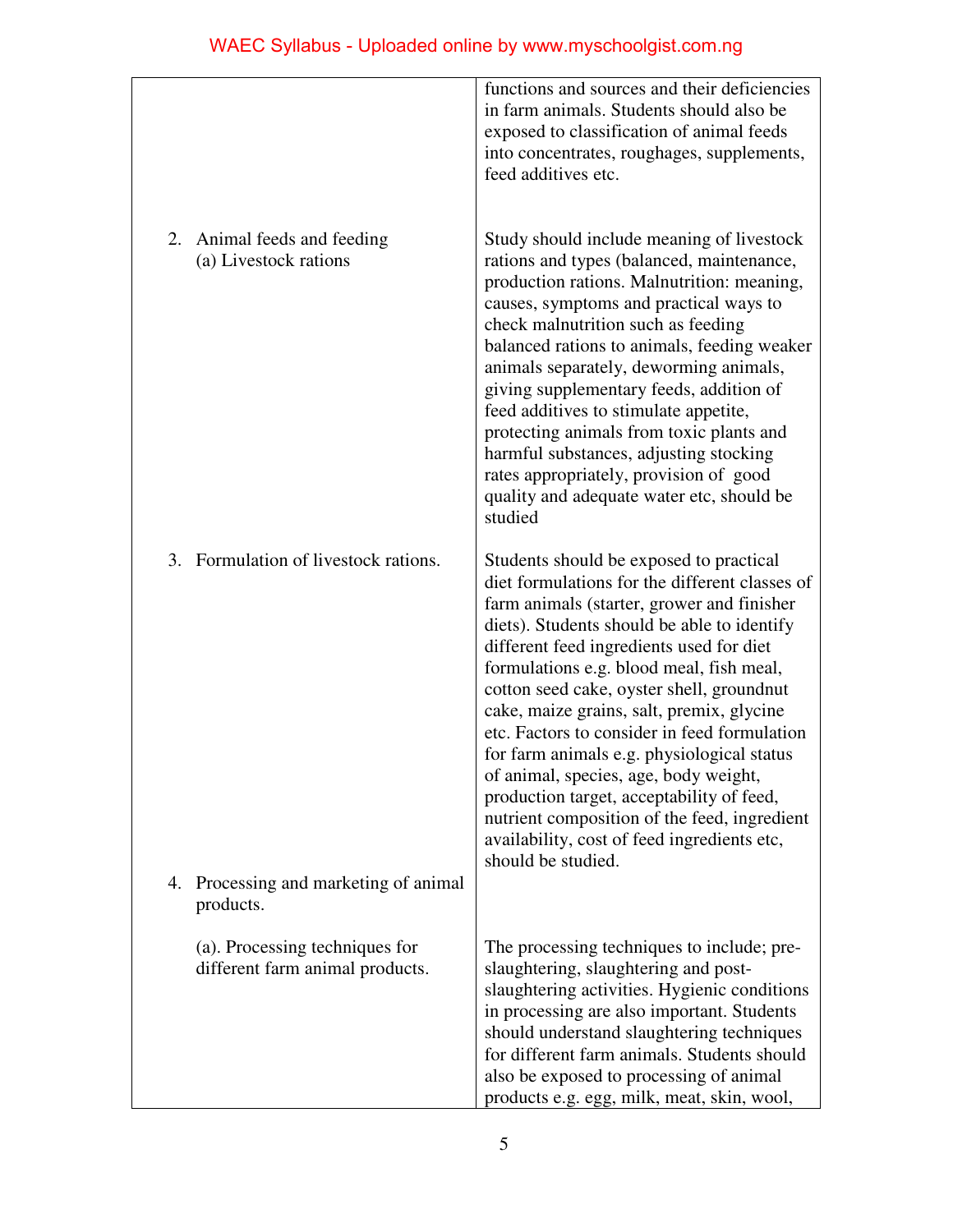| | |
|---|---|
| | functions and sources and their deficiencies in farm animals. Students should also be exposed to classification of animal feeds into concentrates, roughages, supplements, feed additives etc. |
| 2. Animal feeds and feeding<br>(a) Livestock rations | Study should include meaning of livestock rations and types (balanced, maintenance, production rations. Malnutrition: meaning, causes, symptoms and practical ways to check malnutrition such as feeding balanced rations to animals, feeding weaker animals separately, deworming animals, giving supplementary feeds, addition of feed additives to stimulate appetite, protecting animals from toxic plants and harmful substances, adjusting stocking rates appropriately, provision of good quality and adequate water etc, should be studied |
| 3. Formulation of livestock rations. | Students should be exposed to practical diet formulations for the different classes of farm animals (starter, grower and finisher diets). Students should be able to identify different feed ingredients used for diet formulations e.g. blood meal, fish meal, cotton seed cake, oyster shell, groundnut cake, maize grains, salt, premix, glycine etc. Factors to consider in feed formulation for farm animals e.g. physiological status of animal, species, age, body weight, production target, acceptability of feed, nutrient composition of the feed, ingredient availability, cost of feed ingredients etc, should be studied. |
| 4. Processing and marketing of animal products. | |
| (a). Processing techniques for different farm animal products. | The processing techniques to include; pre-slaughtering, slaughtering and post-slaughtering activities. Hygienic conditions in processing are also important. Students should understand slaughtering techniques for different farm animals. Students should also be exposed to processing of animal products e.g. egg, milk, meat, skin, wool, |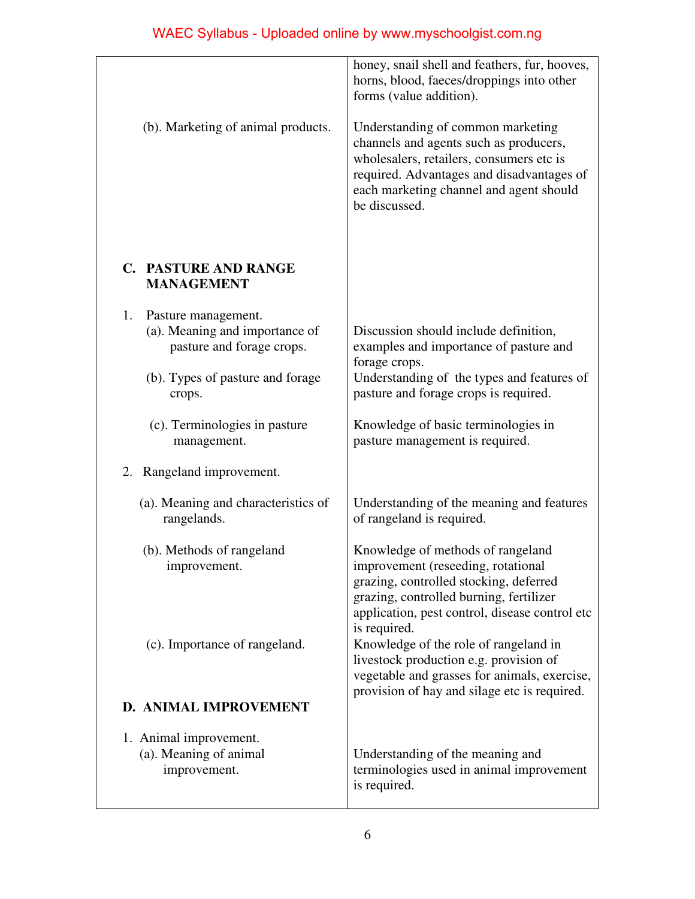| | |
|---|---|
| | honey, snail shell and feathers, fur, hooves, horns, blood, faeces/droppings into other forms (value addition). |
| (b). Marketing of animal products. | Understanding of common marketing channels and agents such as producers, wholesalers, retailers, consumers etc is required. Advantages and disadvantages of each marketing channel and agent should be discussed. |
| **C. PASTURE AND RANGE MANAGEMENT** | |
| 1. Pasture management. | |
| (a). Meaning and importance of pasture and forage crops. | Discussion should include definition, examples and importance of pasture and forage crops. |
| (b). Types of pasture and forage crops. | Understanding of the types and features of pasture and forage crops is required. |
| (c). Terminologies in pasture management. | Knowledge of basic terminologies in pasture management is required. |
| 2. Rangeland improvement. | |
| (a). Meaning and characteristics of rangelands. | Understanding of the meaning and features of rangeland is required. |
| (b). Methods of rangeland improvement. | Knowledge of methods of rangeland improvement (reseeding, rotational grazing, controlled stocking, deferred grazing, controlled burning, fertilizer application, pest control, disease control etc is required. |
| (c). Importance of rangeland. | Knowledge of the role of rangeland in livestock production e.g. provision of vegetable and grasses for animals, exercise, provision of hay and silage etc is required. |
| **D. ANIMAL IMPROVEMENT** | |
| 1. Animal improvement. | |
| (a). Meaning of animal improvement. | Understanding of the meaning and terminologies used in animal improvement is required. |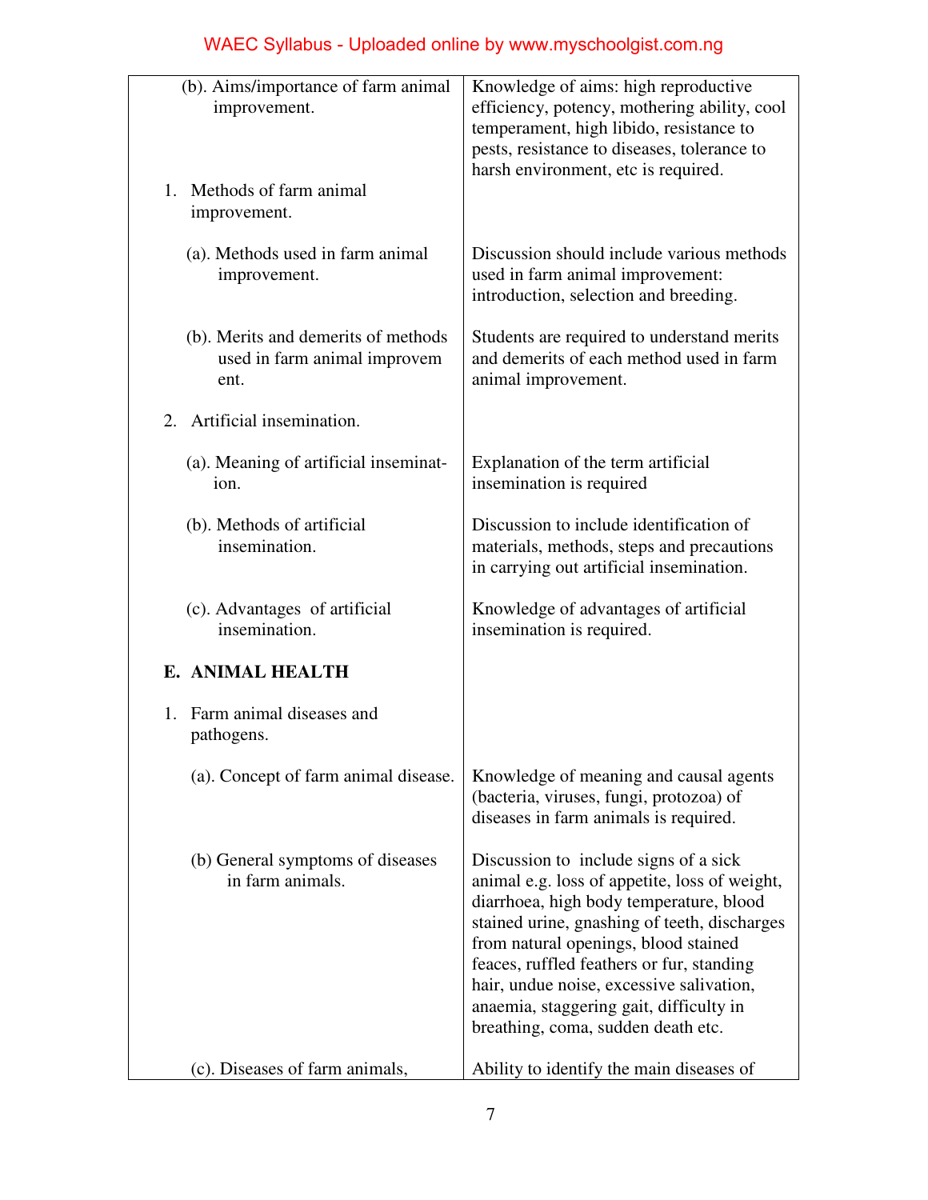| | |
|---|---|
| (b). Aims/importance of farm animal improvement. | Knowledge of aims: high reproductive efficiency, potency, mothering ability, cool temperament, high libido, resistance to pests, resistance to diseases, tolerance to harsh environment, etc is required. |
| 1. Methods of farm animal improvement. | |
| (a). Methods used in farm animal improvement. | Discussion should include various methods used in farm animal improvement: introduction, selection and breeding. |
| (b). Merits and demerits of methods used in farm animal improvem ent. | Students are required to understand merits and demerits of each method used in farm animal improvement. |
| 2. Artificial insemination. | |
| (a). Meaning of artificial inseminat- ion. | Explanation of the term artificial insemination is required |
| (b). Methods of artificial insemination. | Discussion to include identification of materials, methods, steps and precautions in carrying out artificial insemination. |
| (c). Advantages of artificial insemination. | Knowledge of advantages of artificial insemination is required. |
| **E. ANIMAL HEALTH** | |
| 1. Farm animal diseases and pathogens. | |
| (a). Concept of farm animal disease. | Knowledge of meaning and causal agents (bacteria, viruses, fungi, protozoa) of diseases in farm animals is required. |
| (b) General symptoms of diseases in farm animals. | Discussion to include signs of a sick animal e.g. loss of appetite, loss of weight, diarrhoea, high body temperature, blood stained urine, gnashing of teeth, discharges from natural openings, blood stained feaces, ruffled feathers or fur, standing hair, undue noise, excessive salivation, anaemia, staggering gait, difficulty in breathing, coma, sudden death etc. |
| (c). Diseases of farm animals, | Ability to identify the main diseases of |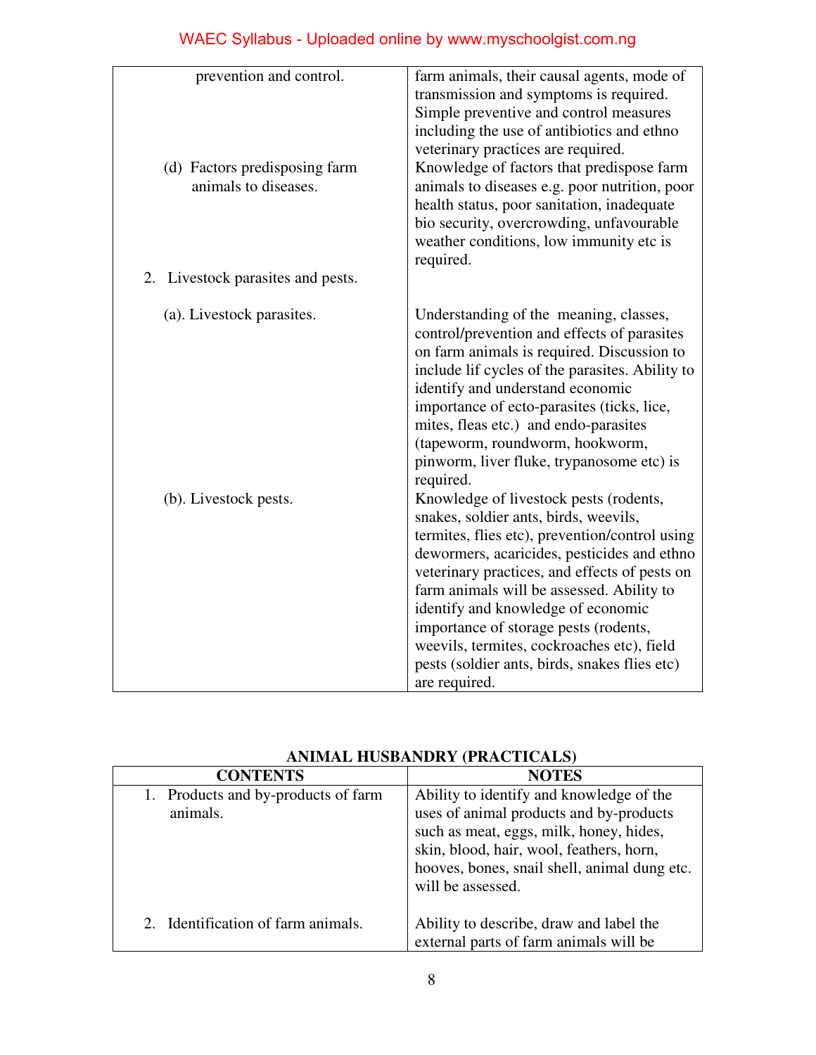| | |
|---|---|
| prevention and control. | farm animals, their causal agents, mode of transmission and symptoms is required. Simple preventive and control measures including the use of antibiotics and ethno veterinary practices are required. |
| (d) Factors predisposing farm animals to diseases. | Knowledge of factors that predispose farm animals to diseases e.g. poor nutrition, poor health status, poor sanitation, inadequate bio security, overcrowding, unfavourable weather conditions, low immunity etc is required. |
| 2. Livestock parasites and pests. | |
| (a). Livestock parasites. | Understanding of the meaning, classes, control/prevention and effects of parasites on farm animals is required. Discussion to include lif cycles of the parasites. Ability to identify and understand economic importance of ecto-parasites (ticks, lice, mites, fleas etc.) and endo-parasites (tapeworm, roundworm, hookworm, pinworm, liver fluke, trypanosome etc) is required. |
| (b). Livestock pests. | Knowledge of livestock pests (rodents, snakes, soldier ants, birds, weevils, termites, flies etc), prevention/control using dewormers, acaricides, pesticides and ethno veterinary practices, and effects of pests on farm animals will be assessed. Ability to identify and knowledge of economic importance of storage pests (rodents, weevils, termites, cockroaches etc), field pests (soldier ants, birds, snakes flies etc) are required. |

## ANIMAL HUSBANDRY (PRACTICALS)

| CONTENTS | NOTES |
|---|---|
| 1. Products and by-products of farm animals. | Ability to identify and knowledge of the uses of animal products and by-products such as meat, eggs, milk, honey, hides, skin, blood, hair, wool, feathers, horn, hooves, bones, snail shell, animal dung etc. will be assessed. |
| 2. Identification of farm animals. | Ability to describe, draw and label the external parts of farm animals will be |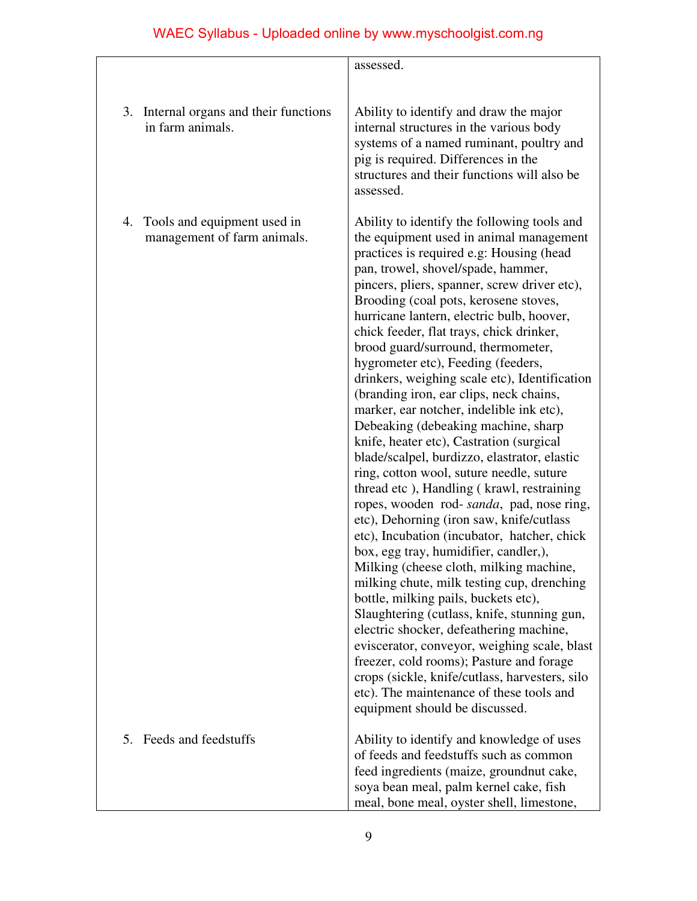| | |
|---|---|
| | assessed. |
| 3. Internal organs and their functions in farm animals. | Ability to identify and draw the major internal structures in the various body systems of a named ruminant, poultry and pig is required. Differences in the structures and their functions will also be assessed. |
| 4. Tools and equipment used in management of farm animals. | Ability to identify the following tools and the equipment used in animal management practices is required e.g: Housing (head pan, trowel, shovel/spade, hammer, pincers, pliers, spanner, screw driver etc), Brooding (coal pots, kerosene stoves, hurricane lantern, electric bulb, hoover, chick feeder, flat trays, chick drinker, brood guard/surround, thermometer, hygrometer etc), Feeding (feeders, drinkers, weighing scale etc), Identification (branding iron, ear clips, neck chains, marker, ear notcher, indelible ink etc), Debeaking (debeaking machine, sharp knife, heater etc), Castration (surgical blade/scalpel, burdizzo, elastrator, elastic ring, cotton wool, suture needle, suture thread etc ), Handling ( krawl, restraining ropes, wooden rod- *sanda*, pad, nose ring, etc), Dehorning (iron saw, knife/cutlass etc), Incubation (incubator, hatcher, chick box, egg tray, humidifier, candler,), Milking (cheese cloth, milking machine, milking chute, milk testing cup, drenching bottle, milking pails, buckets etc), Slaughtering (cutlass, knife, stunning gun, electric shocker, defeathering machine, eviscerator, conveyor, weighing scale, blast freezer, cold rooms); Pasture and forage crops (sickle, knife/cutlass, harvesters, silo etc). The maintenance of these tools and equipment should be discussed. |
| 5. Feeds and feedstuffs | Ability to identify and knowledge of uses of feeds and feedstuffs such as common feed ingredients (maize, groundnut cake, soya bean meal, palm kernel cake, fish meal, bone meal, oyster shell, limestone, |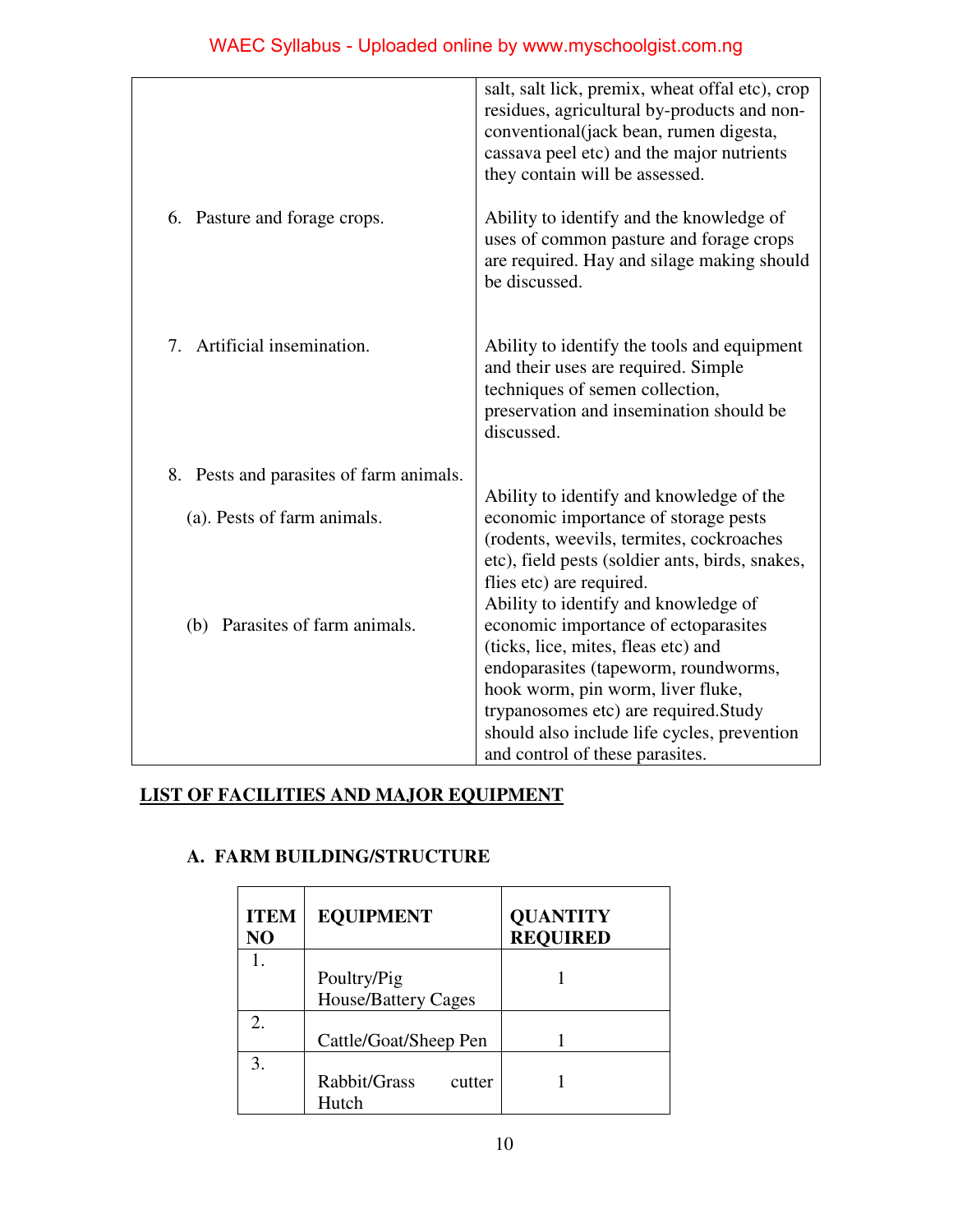| | |
|---|---|
| | salt, salt lick, premix, wheat offal etc), crop residues, agricultural by-products and non-conventional(jack bean, rumen digesta, cassava peel etc) and the major nutrients they contain will be assessed. |
| 6. Pasture and forage crops. | Ability to identify and the knowledge of uses of common pasture and forage crops are required. Hay and silage making should be discussed. |
| 7. Artificial insemination. | Ability to identify the tools and equipment and their uses are required. Simple techniques of semen collection, preservation and insemination should be discussed. |
| 8. Pests and parasites of farm animals. | |
| (a). Pests of farm animals. | Ability to identify and knowledge of the economic importance of storage pests (rodents, weevils, termites, cockroaches etc), field pests (soldier ants, birds, snakes, flies etc) are required. |
| (b) Parasites of farm animals. | Ability to identify and knowledge of economic importance of ectoparasites (ticks, lice, mites, fleas etc) and endoparasites (tapeworm, roundworms, hook worm, pin worm, liver fluke, trypanosomes etc) are required.Study should also include life cycles, prevention and control of these parasites. |

## LIST OF FACILITIES AND MAJOR EQUIPMENT

### A. FARM BUILDING/STRUCTURE

| ITEM NO | EQUIPMENT | QUANTITY REQUIRED |
|---|---|---|
| 1. | Poultry/Pig House/Battery Cages | 1 |
| 2. | Cattle/Goat/Sheep Pen | 1 |
| 3. | Rabbit/Grass cutter Hutch | 1 |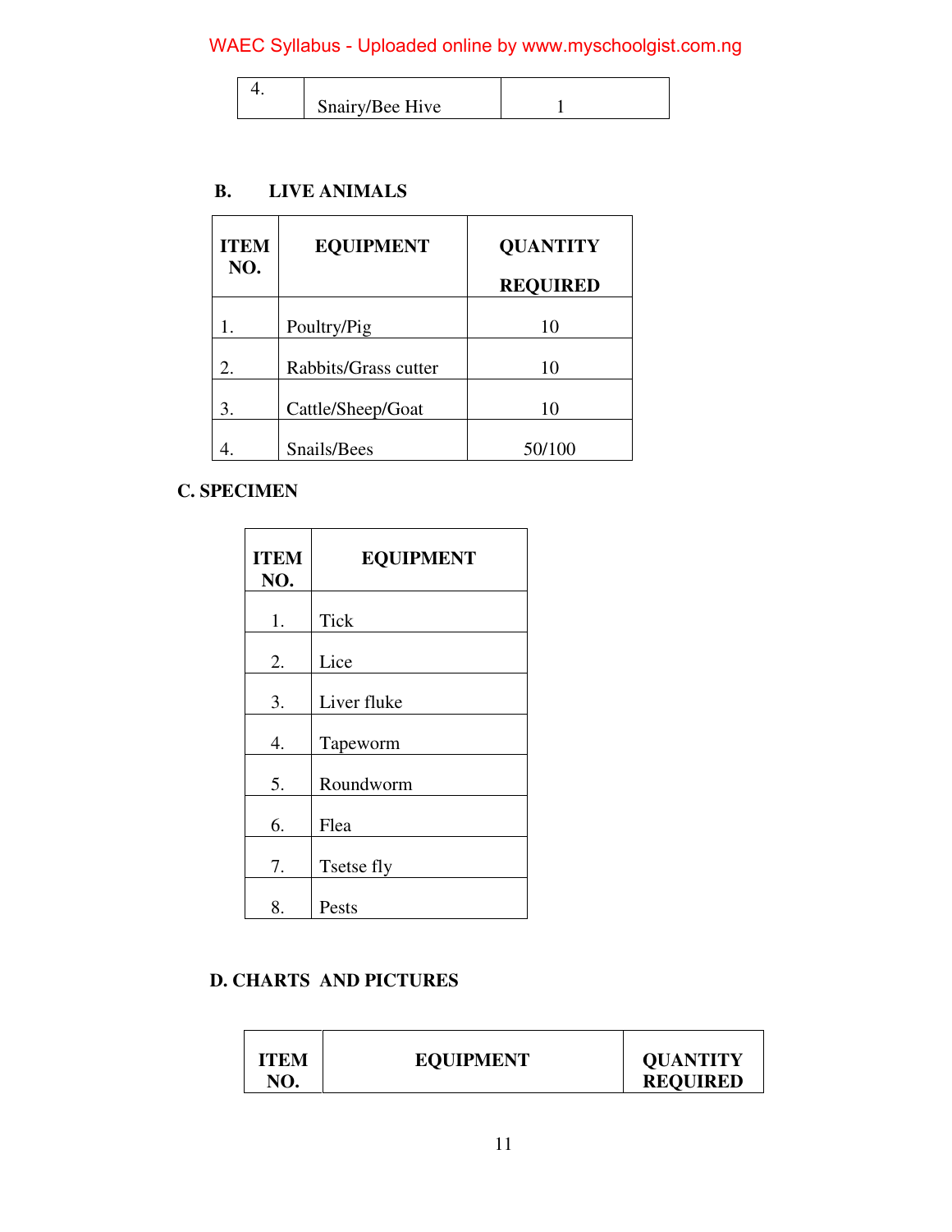| 4. | Snairy/Bee Hive | 1 |
|---|---|---|

**B. LIVE ANIMALS**

| ITEM NO. | EQUIPMENT | QUANTITY REQUIRED |
|---|---|---|
| 1. | Poultry/Pig | 10 |
| 2. | Rabbits/Grass cutter | 10 |
| 3. | Cattle/Sheep/Goat | 10 |
| 4. | Snails/Bees | 50/100 |

**C. SPECIMEN**

| ITEM NO. | EQUIPMENT |
|---|---|
| 1. | Tick |
| 2. | Lice |
| 3. | Liver fluke |
| 4. | Tapeworm |
| 5. | Roundworm |
| 6. | Flea |
| 7. | Tsetse fly |
| 8. | Pests |

**D. CHARTS AND PICTURES**

| ITEM NO. | EQUIPMENT | QUANTITY REQUIRED |
|---|---|---|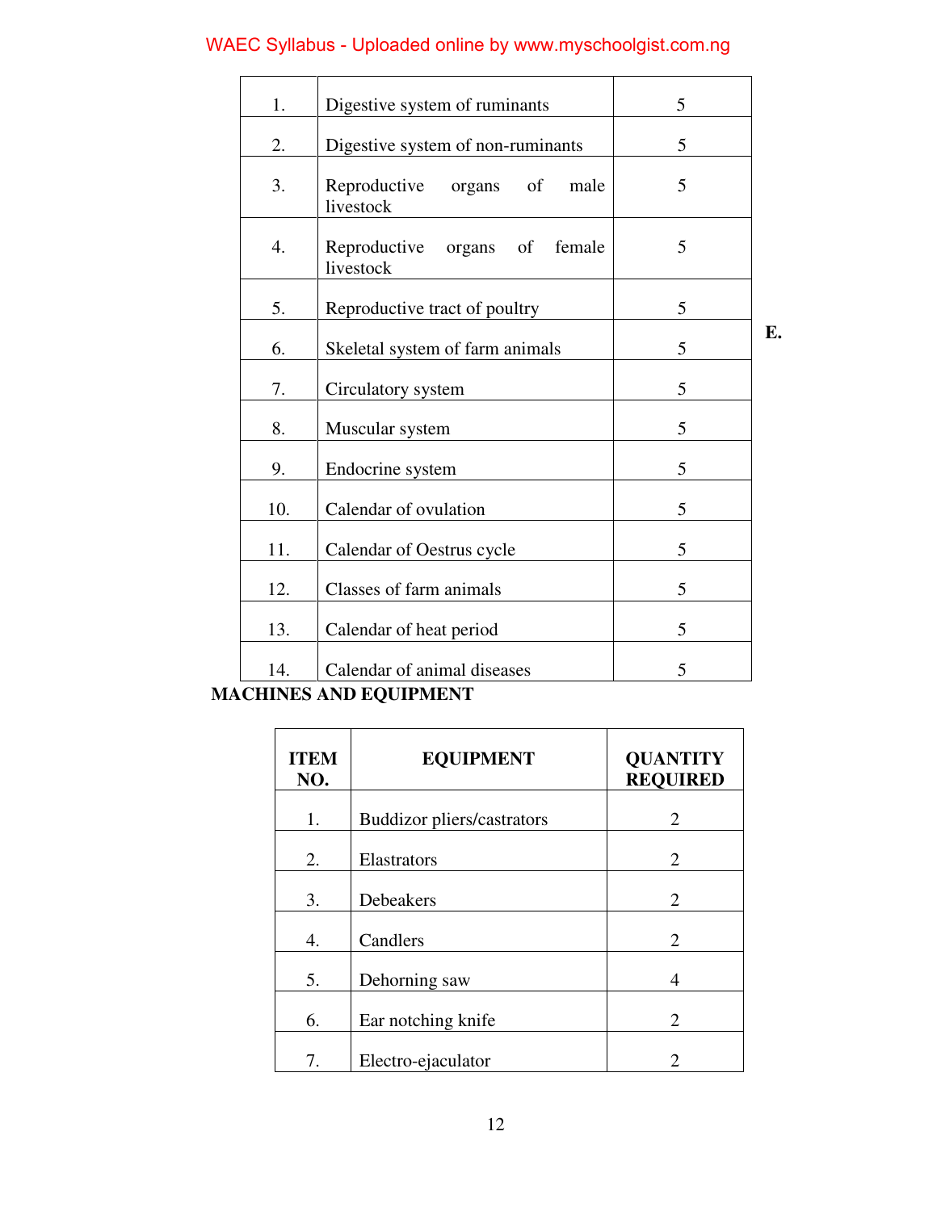| | | |
|---|---|---|
| 1. | Digestive system of ruminants | 5 |
| 2. | Digestive system of non-ruminants | 5 |
| 3. | Reproductive organs of male livestock | 5 |
| 4. | Reproductive organs of female livestock | 5 |
| 5. | Reproductive tract of poultry | 5 |
| 6. | Skeletal system of farm animals | 5 |
| 7. | Circulatory system | 5 |
| 8. | Muscular system | 5 |
| 9. | Endocrine system | 5 |
| 10. | Calendar of ovulation | 5 |
| 11. | Calendar of Oestrus cycle | 5 |
| 12. | Classes of farm animals | 5 |
| 13. | Calendar of heat period | 5 |
| 14. | Calendar of animal diseases | 5 |

**E. MACHINES AND EQUIPMENT**

| ITEM NO. | EQUIPMENT | QUANTITY REQUIRED |
|---|---|---|
| 1. | Buddizor pliers/castrators | 2 |
| 2. | Elastrators | 2 |
| 3. | Debeakers | 2 |
| 4. | Candlers | 2 |
| 5. | Dehorning saw | 4 |
| 6. | Ear notching knife | 2 |
| 7. | Electro-ejaculator | 2 |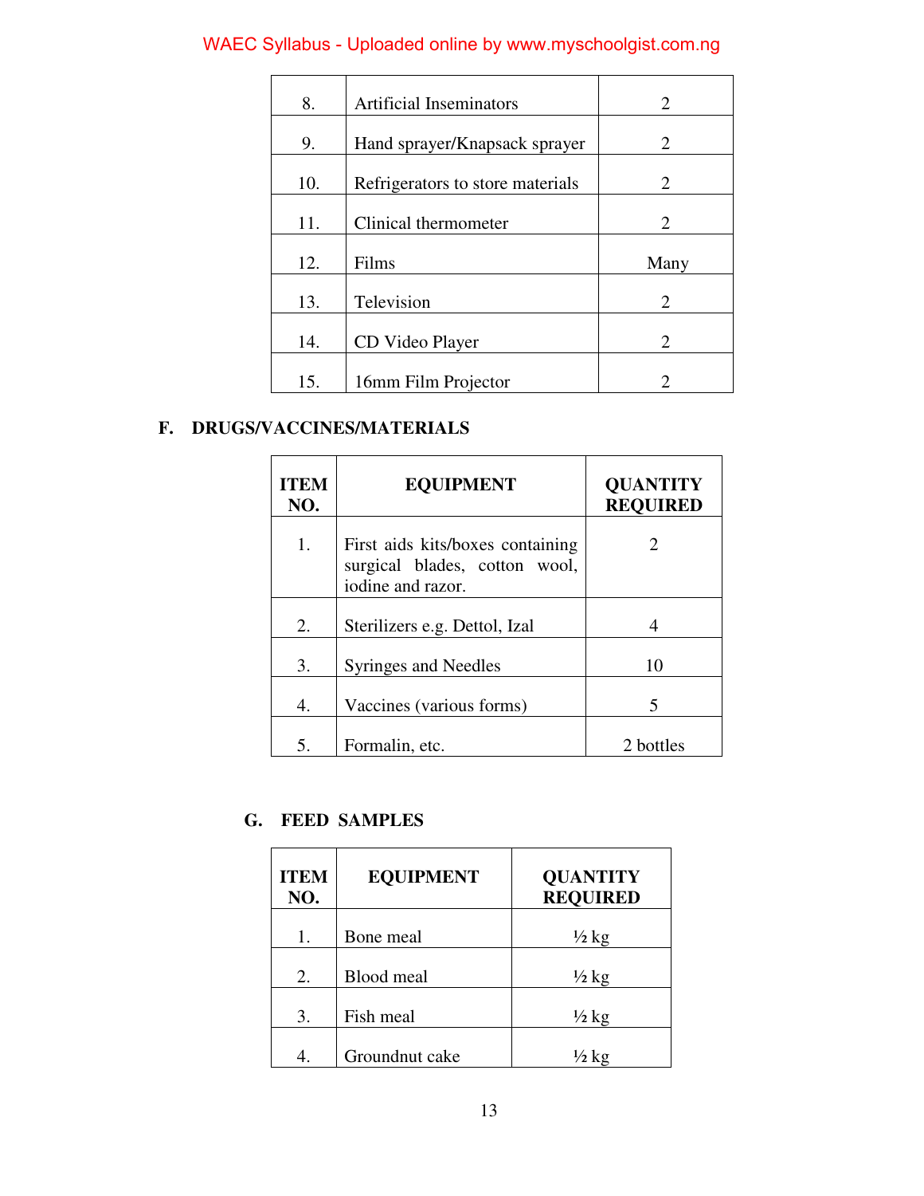| | | |
|---|---|---|
| 8. | Artificial Inseminators | 2 |
| 9. | Hand sprayer/Knapsack sprayer | 2 |
| 10. | Refrigerators to store materials | 2 |
| 11. | Clinical thermometer | 2 |
| 12. | Films | Many |
| 13. | Television | 2 |
| 14. | CD Video Player | 2 |
| 15. | 16mm Film Projector | 2 |

**F. DRUGS/VACCINES/MATERIALS**

| ITEM NO. | EQUIPMENT | QUANTITY REQUIRED |
|---|---|---|
| 1. | First aids kits/boxes containing surgical blades, cotton wool, iodine and razor. | 2 |
| 2. | Sterilizers e.g. Dettol, Izal | 4 |
| 3. | Syringes and Needles | 10 |
| 4. | Vaccines (various forms) | 5 |
| 5. | Formalin, etc. | 2 bottles |

**G. FEED SAMPLES**

| ITEM NO. | EQUIPMENT | QUANTITY REQUIRED |
|---|---|---|
| 1. | Bone meal | ½ kg |
| 2. | Blood meal | ½ kg |
| 3. | Fish meal | ½ kg |
| 4. | Groundnut cake | ½ kg |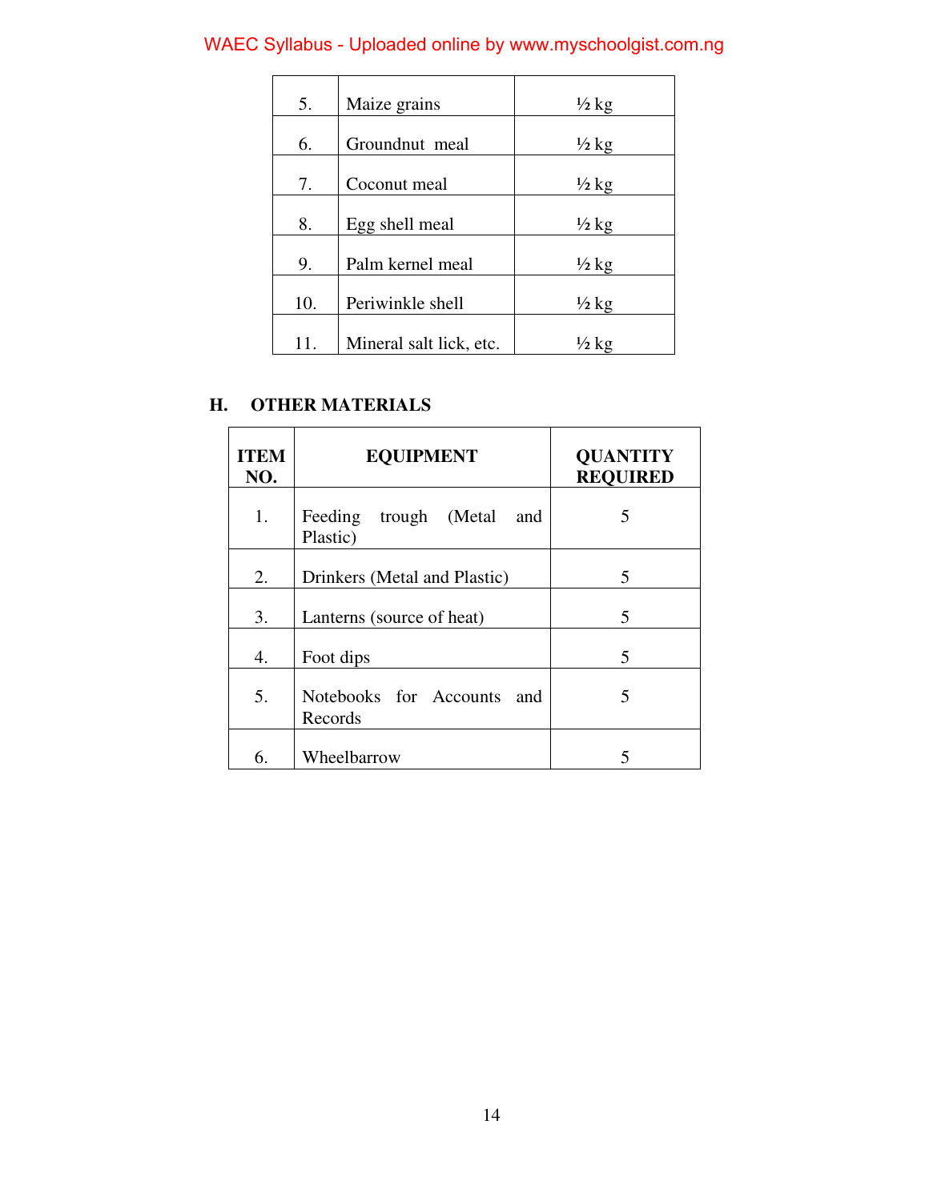| | | |
|---|---|---|
| 5. | Maize grains | ½ kg |
| 6. | Groundnut meal | ½ kg |
| 7. | Coconut meal | ½ kg |
| 8. | Egg shell meal | ½ kg |
| 9. | Palm kernel meal | ½ kg |
| 10. | Periwinkle shell | ½ kg |
| 11. | Mineral salt lick, etc. | ½ kg |

## H. OTHER MATERIALS

| ITEM NO. | EQUIPMENT | QUANTITY REQUIRED |
|---|---|---|
| 1. | Feeding trough (Metal and Plastic) | 5 |
| 2. | Drinkers (Metal and Plastic) | 5 |
| 3. | Lanterns (source of heat) | 5 |
| 4. | Foot dips | 5 |
| 5. | Notebooks for Accounts and Records | 5 |
| 6. | Wheelbarrow | 5 |